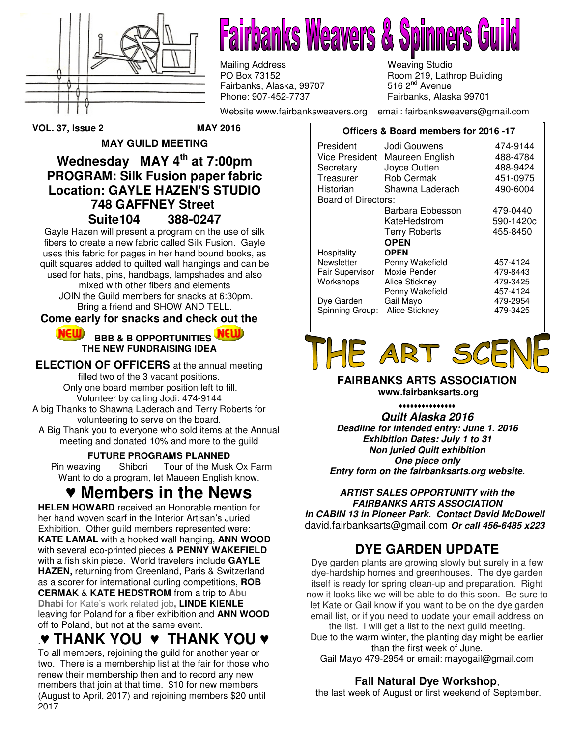# Fairbanks Weavers & Spinners Guild

Mailing Address
PO Box 73152
Fairbanks, Alaska, 99707
Phone: 907-452-7737

Weaving Studio
Room 219, Lathrop Building
516 2nd Avenue
Fairbanks, Alaska 99701

Website www.fairbanksweavers.org  email: fairbanksweavers@gmail.com

**VOL. 37, Issue 2  MAY 2016**

## MAY GUILD MEETING

## Wednesday MAY 4th at 7:00pm
## PROGRAM: Silk Fusion paper fabric
## Location: GAYLE HAZEN'S STUDIO
## 748 GAFFNEY Street
## Suite104  388-0247

Gayle Hazen will present a program on the use of silk fibers to create a new fabric called Silk Fusion. Gayle uses this fabric for pages in her hand bound books, as quilt squares added to quilted wall hangings and can be used for hats, pins, handbags, lampshades and also mixed with other fibers and elements

JOIN the Guild members for snacks at 6:30pm. Bring a friend and SHOW AND TELL.

**Come early for snacks and check out the**

**NEW BBB & B OPPORTUNITIES NEW**
**THE NEW FUNDRAISING IDEA**

**ELECTION OF OFFICERS** at the annual meeting filled two of the 3 vacant positions. Only one board member position left to fill. Volunteer by calling Jodi: 474-9144

A big Thanks to Shawna Laderach and Terry Roberts for volunteering to serve on the board.

A Big Thank you to everyone who sold items at the Annual meeting and donated 10% and more to the guild

**FUTURE PROGRAMS PLANNED**

Pin weaving  Shibori  Tour of the Musk Ox Farm

Want to do a program, let Maueen English know.

# ♥ Members in the News

**HELEN HOWARD** received an Honorable mention for her hand woven scarf in the Interior Artisan's Juried Exhibition. Other guild members represented were: **KATE LAMAL** with a hooked wall hanging, **ANN WOOD** with several eco-printed pieces & **PENNY WAKEFIELD** with a fish skin piece. World travelers include **GAYLE HAZEN,** returning from Greenland, Paris & Switzerland as a scorer for international curling competitions, **ROB CERMAK** & **KATE HEDSTROM** from a trip to **Abu Dhabi** for Kate's work related job**, LINDE KIENLE** leaving for Poland for a fiber exhibition and **ANN WOOD** off to Poland, but not at the same event.

# ♥ THANK YOU ♥ THANK YOU ♥

To all members, rejoining the guild for another year or two. There is a membership list at the fair for those who renew their membership then and to record any new members that join at that time. $10 for new members (August to April, 2017) and rejoining members $20 until 2017.

**Officers & Board members for 2016 -17**

| | | |
|---|---|---|
| President | Jodi Gouwens | 474-9144 |
| Vice President | Maureen English | 488-4784 |
| Secretary | Joyce Outten | 488-9424 |
| Treasurer | Rob Cermak | 451-0975 |
| Historian | Shawna Laderach | 490-6004 |
| Board of Directors: | | |
| | Barbara Ebbesson | 479-0440 |
| | KateHedstrom | 590-1420c |
| | Terry Roberts | 455-8450 |
| | **OPEN** | |
| Hospitality | **OPEN** | |
| Newsletter | Penny Wakefield | 457-4124 |
| Fair Supervisor | Moxie Pender | 479-8443 |
| Workshops | Alice Stickney | 479-3425 |
| | Penny Wakefield | 457-4124 |
| Dye Garden | Gail Mayo | 479-2954 |
| Spinning Group: | Alice Stickney | 479-3425 |

# THE ART SCENE

**FAIRBANKS ARTS ASSOCIATION**
**www.fairbanksarts.org**

♦♦♦♦♦♦♦♦♦♦♦♦♦♦♦

***Quilt Alaska 2016***
***Deadline for intended entry: June 1. 2016***
***Exhibition Dates: July 1 to 31***
***Non juried Quilt exhibition***
***One piece only***
***Entry form on the fairbanksarts.org website.***

***ARTIST SALES OPPORTUNITY with the FAIRBANKS ARTS ASSOCIATION***
***In CABIN 13 in Pioneer Park. Contact David McDowell*** david.fairbanksarts@gmail.com ***Or call 456-6485 x223***

## DYE GARDEN UPDATE

Dye garden plants are growing slowly but surely in a few dye-hardship homes and greenhouses. The dye garden itself is ready for spring clean-up and preparation. Right now it looks like we will be able to do this soon. Be sure to let Kate or Gail know if you want to be on the dye garden email list, or if you need to update your email address on the list. I will get a list to the next guild meeting.

Due to the warm winter, the planting day might be earlier than the first week of June.

Gail Mayo 479-2954 or email: mayogail@gmail.com

**Fall Natural Dye Workshop**,
the last week of August or first weekend of September.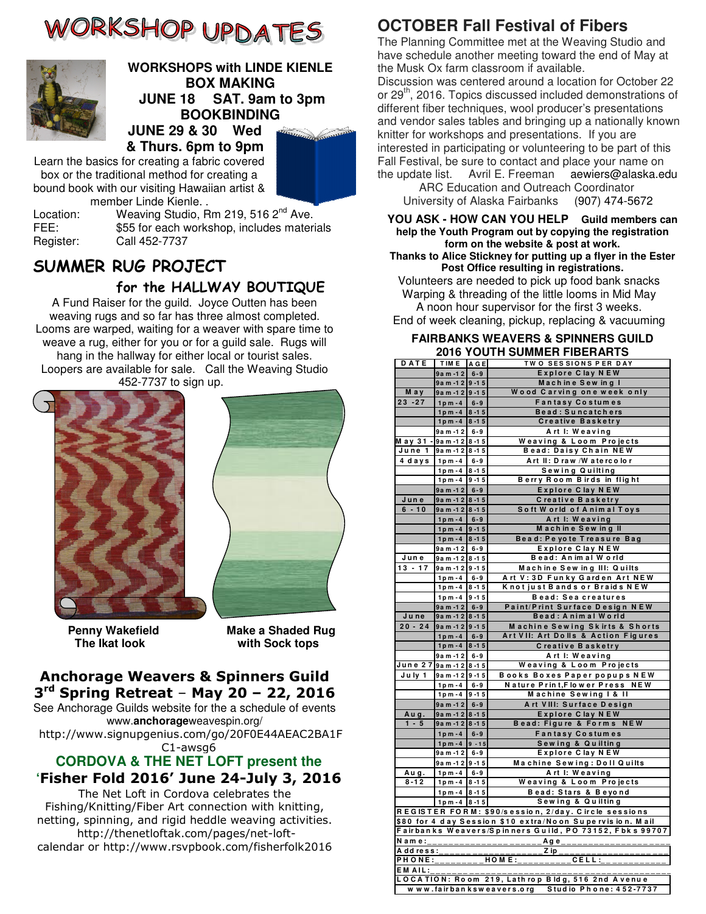# WORKSHOP UPDATES

**WORKSHOPS with LINDE KIENLE**
**BOX MAKING**
**JUNE 18 SAT. 9am to 3pm**
**BOOKBINDING**
**JUNE 29 & 30 Wed & Thurs. 6pm to 9pm**

Learn the basics for creating a fabric covered box or the traditional method for creating a bound book with our visiting Hawaiian artist & member Linde Kienle. .

Location: Weaving Studio, Rm 219, 516 2nd Ave.
FEE: $55 for each workshop, includes materials
Register: Call 452-7737

## SUMMER RUG PROJECT

### for the HALLWAY BOUTIQUE

A Fund Raiser for the guild. Joyce Outten has been weaving rugs and so far has three almost completed. Looms are warped, waiting for a weaver with spare time to weave a rug, either for you or for a guild sale. Rugs will hang in the hallway for either local or tourist sales. Loopers are available for sale. Call the Weaving Studio 452-7737 to sign up.

**Penny Wakefield**
**The Ikat look**

**Make a Shaded Rug with Sock tops**

## Anchorage Weavers & Spinners Guild 3rd Spring Retreat – May 20 – 22, 2016

See Anchorage Guilds website for the a schedule of events
www.**anchorage**weavespin.org/
http://www.signupgenius.com/go/20F0E44AEAC2BA1FC1-awsg6

## CORDOVA & THE NET LOFT present the 'Fisher Fold 2016' June 24-July 3, 2016

The Net Loft in Cordova celebrates the Fishing/Knitting/Fiber Art connection with knitting, netting, spinning, and rigid heddle weaving activities.
http://thenetloftak.com/pages/net-loft-calendar or http://www.rsvpbook.com/fisherfolk2016

## OCTOBER Fall Festival of Fibers

The Planning Committee met at the Weaving Studio and have schedule another meeting toward the end of May at the Musk Ox farm classroom if available.
Discussion was centered around a location for October 22 or 29th, 2016. Topics discussed included demonstrations of different fiber techniques, wool producer's presentations and vendor sales tables and bringing up a nationally known knitter for workshops and presentations. If you are interested in participating or volunteering to be part of this Fall Festival, be sure to contact and place your name on the update list. Avril E. Freeman aewiers@alaska.edu
ARC Education and Outreach Coordinator
University of Alaska Fairbanks (907) 474-5672

**YOU ASK - HOW CAN YOU HELP Guild members can help the Youth Program out by copying the registration form on the website & post at work.**
**Thanks to Alice Stickney for putting up a flyer in the Ester Post Office resulting in registrations.**

Volunteers are needed to pick up food bank snacks
Warping & threading of the little looms in Mid May
A noon hour supervisor for the first 3 weeks.
End of week cleaning, pickup, replacing & vacuuming

**FAIRBANKS WEAVERS & SPINNERS GUILD**
**2016 YOUTH SUMMER FIBERARTS**

| DATE | TIME | AGE | TWO SESSIONS PER DAY |
|---|---|---|---|
| | 9am-12 | 6-9 | Explore Clay NEW |
| | 9am-12 | 9-15 | Machine Sewing I |
| May | 9am-12 | 9-15 | Wood Carving one week only |
| 23 -27 | 1pm-4 | 6-9 | Fantasy Costumes |
| | 1pm-4 | 8-15 | Bead: Suncatchers |
| | 1pm-4 | 8-15 | Creative Basketry |
| | 9am-12 | 6-9 | Art I: Weaving |
| May 31 - | 9am-12 | 8-15 | Weaving & Loom Projects |
| June 1 | 9am-12 | 8-15 | Bead: Daisy Chain NEW |
| 4 days | 1pm-4 | 6-9 | Art II: Draw /Watercolor |
| | 1pm-4 | 8-15 | Sewing Quilting |
| | 1pm-4 | 9-15 | Berry Room Birds in flight |
| | 9am-12 | 6-9 | Explore Clay NEW |
| June | 9am-12 | 8-15 | Creative Basketry |
| 6 - 10 | 9am-12 | 8-15 | Soft World of Animal Toys |
| | 1pm-4 | 6-9 | Art I: Weaving |
| | 1pm-4 | 9-15 | Machine Sewing II |
| | 1pm-4 | 8-15 | Bead: Peyote Treasure Bag |
| | 9am-12 | 6-9 | Explore Clay NEW |
| June | 9am-12 | 8-15 | Bead: Animal World |
| 13 - 17 | 9am-12 | 9-15 | Machine Sewing III: Quilts |
| | 1pm-4 | 6-9 | Art V: 3D Funky Garden Art NEW |
| | 1pm-4 | 8-15 | Knot just Bands or Braids NEW |
| | 1pm-4 | 9-15 | Bead: Sea creatures |
| | 9am-12 | 6-9 | Paint/Print Surface Design NEW |
| June | 9am-12 | 8-15 | Bead: Animal World |
| 20 - 24 | 9am-12 | 9-15 | Machine Sewing Skirts & Shorts |
| | 1pm-4 | 6-9 | Art VII: Art Dolls & Action Figures |
| | 1pm-4 | 8-15 | Creative Basketry |
| | 9am-12 | 6-9 | Art I: Weaving |
| June 27 | 9am-12 | 8-15 | Weaving & Loom Projects |
| July 1 | 9am-12 | 9-15 | Books Boxes Paper popups NEW |
| | 1pm-4 | 6-9 | Nature Print,Flower Press NEW |
| | 1pm-4 | 9-15 | Machine Sewing I & II |
| | 9am-12 | 6-9 | Art VIII: Surface Design |
| Aug. | 9am-12 | 8-15 | Explore Clay NEW |
| 1 - 5 | 9am-12 | 8-15 | Bead: Figure & Forms NEW |
| | 1pm-4 | 6-9 | Fantasy Costumes |
| | 1pm-4 | 9-15 | Sewing & Quilting |
| | 9am-12 | 6-9 | Explore Clay NEW |
| | 9am-12 | 9-15 | Machine Sewing: Doll Quilts |
| Aug. | 1pm-4 | 6-9 | Art I: Weaving |
| 8-12 | 1pm-4 | 8-15 | Weaving & Loom Projects |
| | 1pm-4 | 8-15 | Bead: Stars & Beyond |
| | 1pm-4 | 8-15 | Sewing & Quilting |

REGISTER FORM: $90/session, 2/day. Circle sessions
$80 for 4 day Session $10 extra/Noon Supervision. Mail
Fairbanks Weavers/Spinners Guild, PO 73152, Fbks 99707
Name:____________________ Age__________________
Address:____________________ Zip ________________
PHONE:________ HOME:__________ CELL:___________
EMAIL:______________________________________
LOCATION: Room 219, Lathrop Bldg, 516 2nd Avenue
www.fairbanksweavers.org Studio Phone: 452-7737